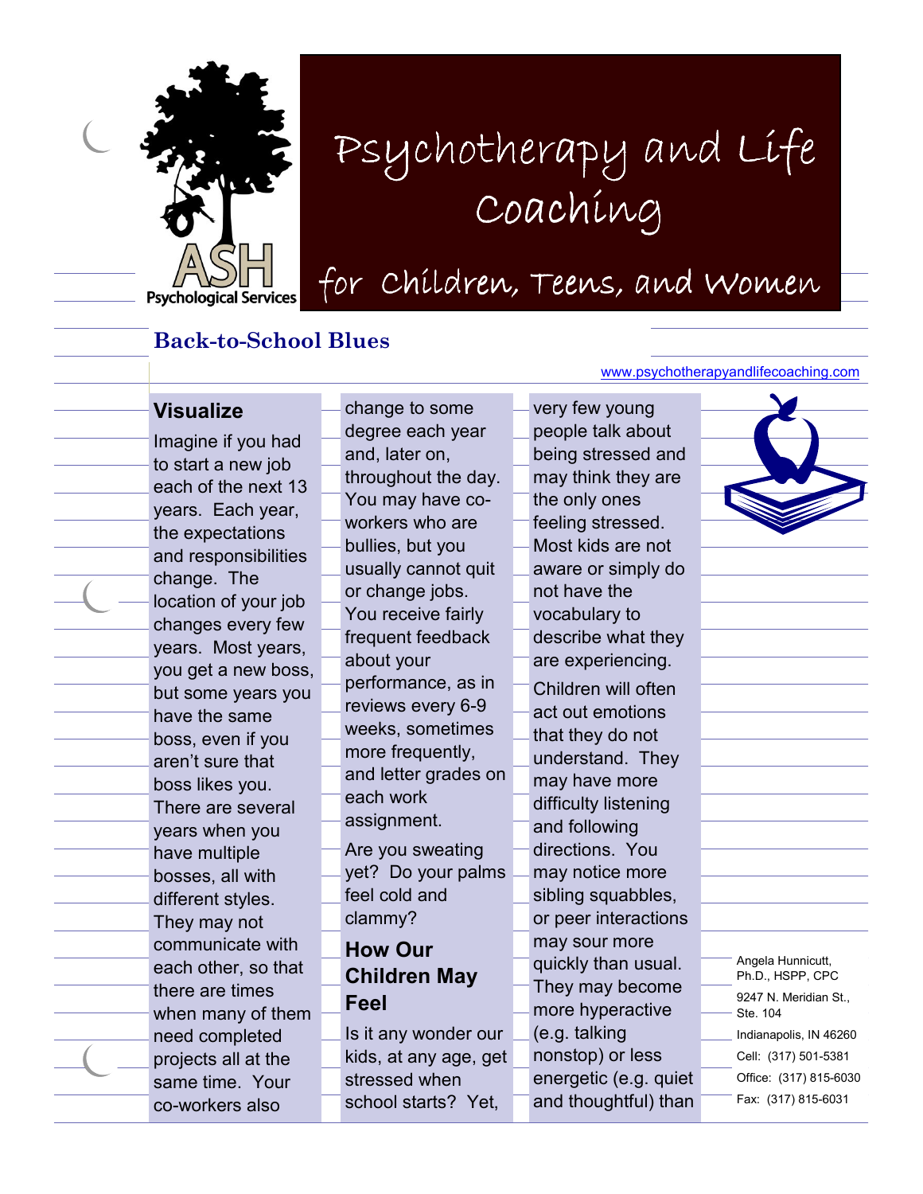ASH Psychological Services

# Psychotherapy and Life Coaching

## for Children, Teens, and Women

## Back-to-School Blues

www.psychotherapyandlifecoaching.com

### Visualize

Imagine if you had to start a new job each of the next 13 years. Each year, the expectations and responsibilities change. The location of your job changes every few years. Most years, you get a new boss, but some years you have the same boss, even if you aren't sure that boss likes you. There are several years when you have multiple bosses, all with different styles. They may not communicate with each other, so that there are times when many of them need completed projects all at the same time. Your co-workers also change to some degree each year and, later on, throughout the day. You may have co-workers who are bullies, but you usually cannot quit or change jobs. You receive fairly frequent feedback about your performance, as in reviews every 6-9 weeks, sometimes more frequently, and letter grades on each work assignment.

Are you sweating yet? Do your palms feel cold and clammy?

### How Our Children May Feel

Is it any wonder our kids, at any age, get stressed when school starts? Yet, very few young people talk about being stressed and may think they are the only ones feeling stressed. Most kids are not aware or simply do not have the vocabulary to describe what they are experiencing.

Children will often act out emotions that they do not understand. They may have more difficulty listening and following directions. You may notice more sibling squabbles, or peer interactions may sour more quickly than usual. They may become more hyperactive (e.g. talking nonstop) or less energetic (e.g. quiet and thoughtful) than

Angela Hunnicutt, Ph.D., HSPP, CPC

9247 N. Meridian St., Ste. 104

Indianapolis, IN 46260

Cell: (317) 501-5381

Office: (317) 815-6030

Fax: (317) 815-6031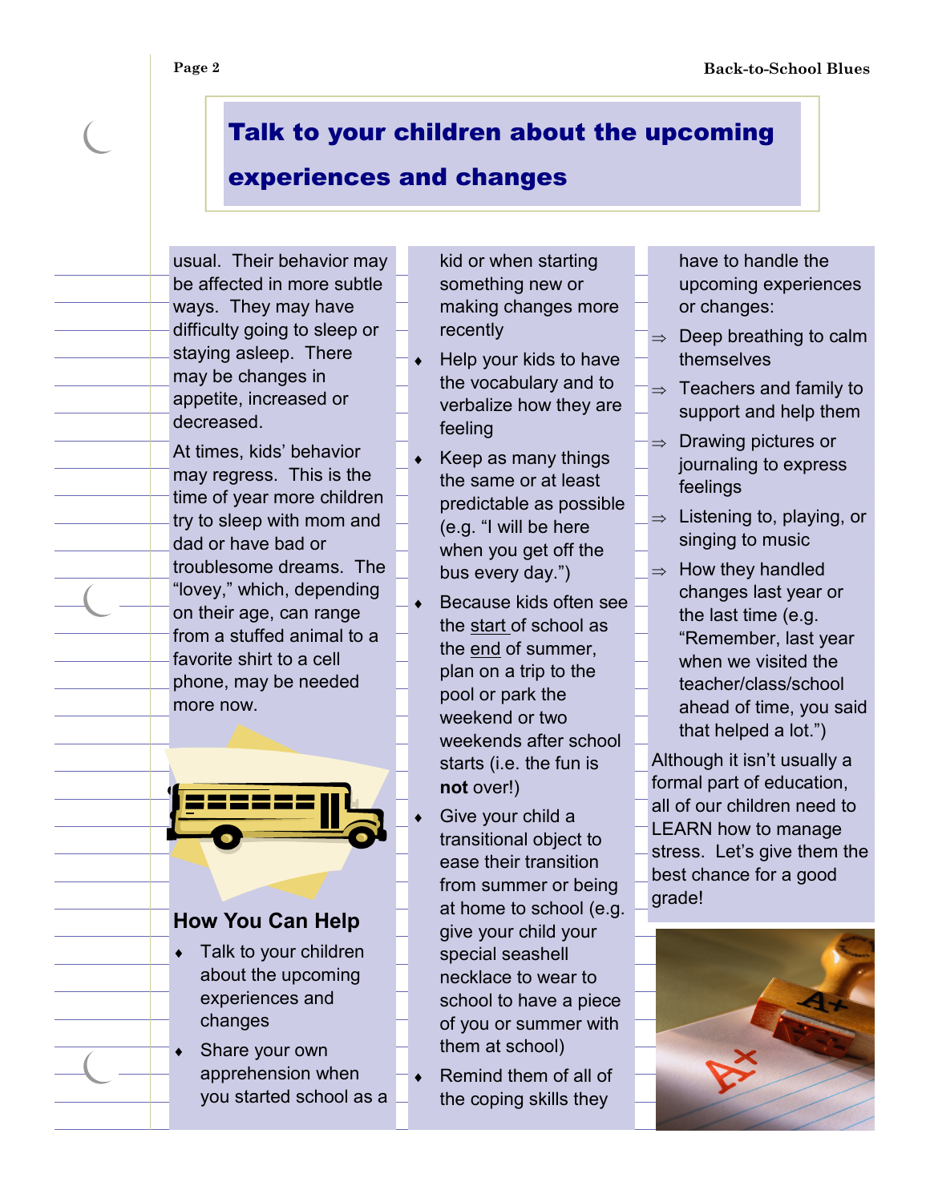## Talk to your children about the upcoming experiences and changes

usual. Their behavior may be affected in more subtle ways. They may have difficulty going to sleep or staying asleep. There may be changes in appetite, increased or decreased.

At times, kids' behavior may regress. This is the time of year more children try to sleep with mom and dad or have bad or troublesome dreams. The "lovey," which, depending on their age, can range from a stuffed animal to a favorite shirt to a cell phone, may be needed more now.

### How You Can Help

- Talk to your children about the upcoming experiences and changes
- Share your own apprehension when you started school as a kid or when starting something new or making changes more recently
- Help your kids to have the vocabulary and to verbalize how they are feeling
- Keep as many things the same or at least predictable as possible (e.g. "I will be here when you get off the bus every day.")
- Because kids often see the start of school as the end of summer, plan on a trip to the pool or park the weekend or two weekends after school starts (i.e. the fun is **not** over!)
- Give your child a transitional object to ease their transition from summer or being at home to school (e.g. give your child your special seashell necklace to wear to school to have a piece of you or summer with them at school)
- Remind them of all of the coping skills they have to handle the upcoming experiences or changes:
  - ⇒ Deep breathing to calm themselves
  - ⇒ Teachers and family to support and help them
  - ⇒ Drawing pictures or journaling to express feelings
  - ⇒ Listening to, playing, or singing to music
  - ⇒ How they handled changes last year or the last time (e.g. "Remember, last year when we visited the teacher/class/school ahead of time, you said that helped a lot.")

Although it isn't usually a formal part of education, all of our children need to LEARN how to manage stress. Let's give them the best chance for a good grade!